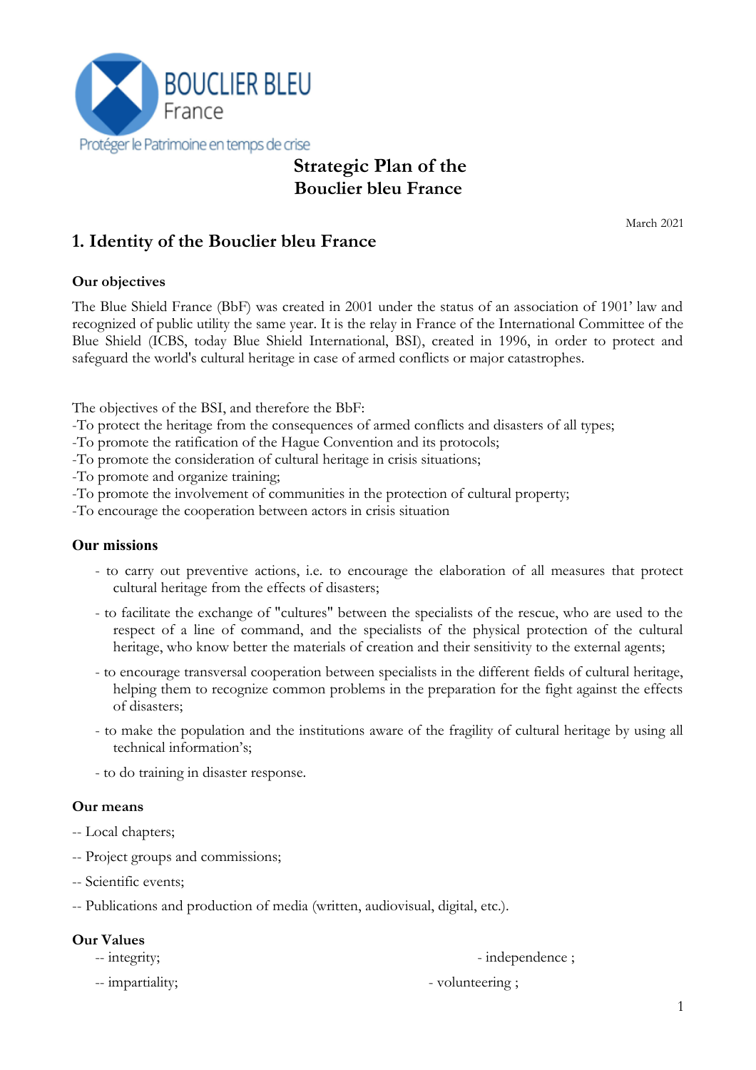BOUCLIER BLEU France

Protéger le Patrimoine en temps de crise

# Strategic Plan of the Bouclier bleu France

March 2021

## 1. Identity of the Bouclier bleu France

### Our objectives

The Blue Shield France (BbF) was created in 2001 under the status of an association of 1901' law and recognized of public utility the same year. It is the relay in France of the International Committee of the Blue Shield (ICBS, today Blue Shield International, BSI), created in 1996, in order to protect and safeguard the world's cultural heritage in case of armed conflicts or major catastrophes.

The objectives of the BSI, and therefore the BbF:

-To protect the heritage from the consequences of armed conflicts and disasters of all types;
-To promote the ratification of the Hague Convention and its protocols;
-To promote the consideration of cultural heritage in crisis situations;
-To promote and organize training;
-To promote the involvement of communities in the protection of cultural property;
-To encourage the cooperation between actors in crisis situation

### Our missions

- to carry out preventive actions, i.e. to encourage the elaboration of all measures that protect cultural heritage from the effects of disasters;
- to facilitate the exchange of "cultures" between the specialists of the rescue, who are used to the respect of a line of command, and the specialists of the physical protection of the cultural heritage, who know better the materials of creation and their sensitivity to the external agents;
- to encourage transversal cooperation between specialists in the different fields of cultural heritage, helping them to recognize common problems in the preparation for the fight against the effects of disasters;
- to make the population and the institutions aware of the fragility of cultural heritage by using all technical information's;
- to do training in disaster response.

### Our means

-- Local chapters;

-- Project groups and commissions;

-- Scientific events;

-- Publications and production of media (written, audiovisual, digital, etc.).

### Our Values

-- integrity;

-- impartiality;

- independence ;

- volunteering ;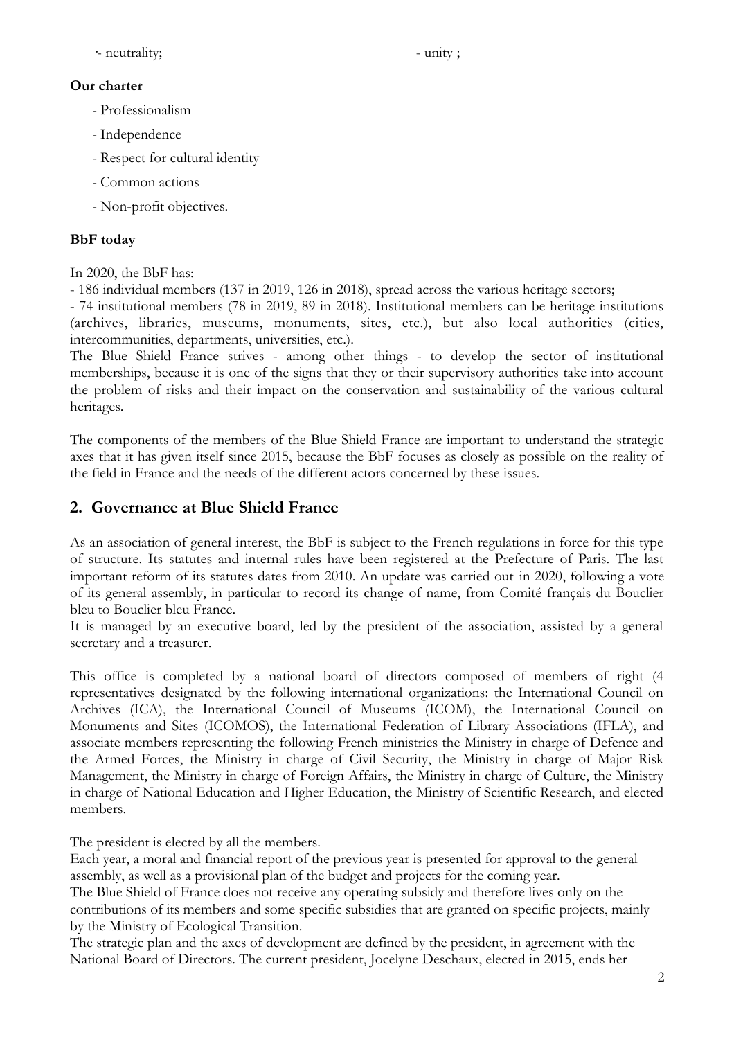- neutrality; - unity ;

**Our charter**

- Professionalism
- Independence
- Respect for cultural identity
- Common actions
- Non-profit objectives.

**BbF today**

In 2020, the BbF has:

- 186 individual members (137 in 2019, 126 in 2018), spread across the various heritage sectors;
- 74 institutional members (78 in 2019, 89 in 2018). Institutional members can be heritage institutions (archives, libraries, museums, monuments, sites, etc.), but also local authorities (cities, intercommunities, departments, universities, etc.).

The Blue Shield France strives - among other things - to develop the sector of institutional memberships, because it is one of the signs that they or their supervisory authorities take into account the problem of risks and their impact on the conservation and sustainability of the various cultural heritages.

The components of the members of the Blue Shield France are important to understand the strategic axes that it has given itself since 2015, because the BbF focuses as closely as possible on the reality of the field in France and the needs of the different actors concerned by these issues.

## 2. Governance at Blue Shield France

As an association of general interest, the BbF is subject to the French regulations in force for this type of structure. Its statutes and internal rules have been registered at the Prefecture of Paris. The last important reform of its statutes dates from 2010. An update was carried out in 2020, following a vote of its general assembly, in particular to record its change of name, from Comité français du Bouclier bleu to Bouclier bleu France.

It is managed by an executive board, led by the president of the association, assisted by a general secretary and a treasurer.

This office is completed by a national board of directors composed of members of right (4 representatives designated by the following international organizations: the International Council on Archives (ICA), the International Council of Museums (ICOM), the International Council on Monuments and Sites (ICOMOS), the International Federation of Library Associations (IFLA), and associate members representing the following French ministries the Ministry in charge of Defence and the Armed Forces, the Ministry in charge of Civil Security, the Ministry in charge of Major Risk Management, the Ministry in charge of Foreign Affairs, the Ministry in charge of Culture, the Ministry in charge of National Education and Higher Education, the Ministry of Scientific Research, and elected members.

The president is elected by all the members.

Each year, a moral and financial report of the previous year is presented for approval to the general assembly, as well as a provisional plan of the budget and projects for the coming year.

The Blue Shield of France does not receive any operating subsidy and therefore lives only on the contributions of its members and some specific subsidies that are granted on specific projects, mainly by the Ministry of Ecological Transition.

The strategic plan and the axes of development are defined by the president, in agreement with the National Board of Directors. The current president, Jocelyne Deschaux, elected in 2015, ends her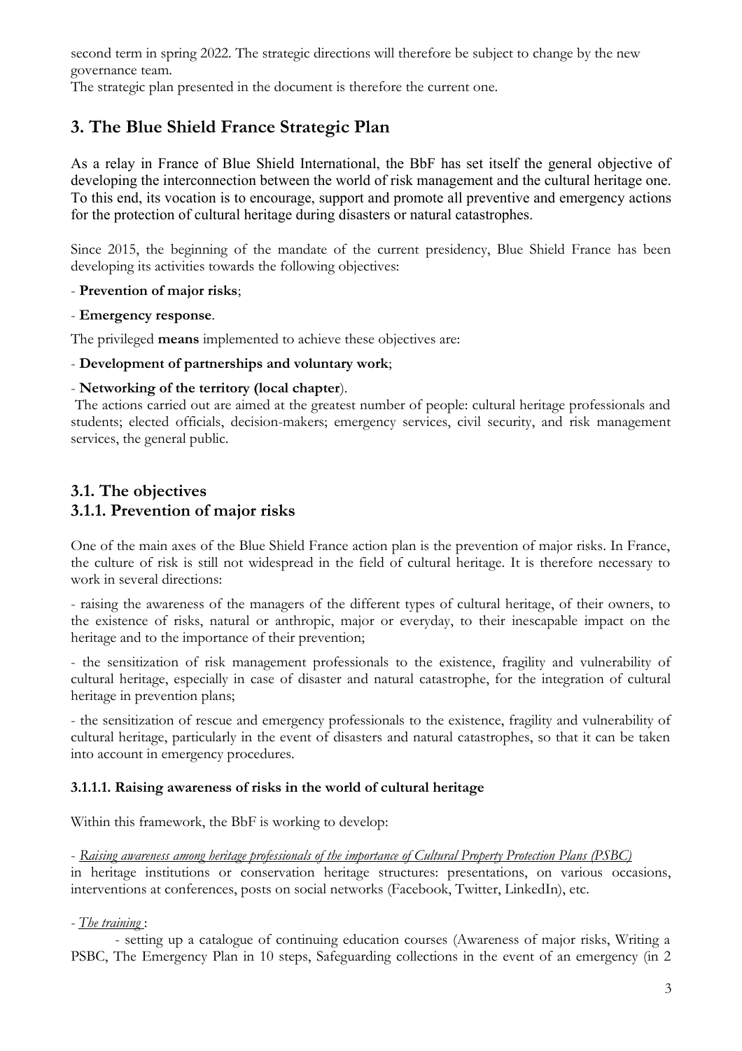second term in spring 2022. The strategic directions will therefore be subject to change by the new governance team.

The strategic plan presented in the document is therefore the current one.

## 3. The Blue Shield France Strategic Plan

As a relay in France of Blue Shield International, the BbF has set itself the general objective of developing the interconnection between the world of risk management and the cultural heritage one. To this end, its vocation is to encourage, support and promote all preventive and emergency actions for the protection of cultural heritage during disasters or natural catastrophes.

Since 2015, the beginning of the mandate of the current presidency, Blue Shield France has been developing its activities towards the following objectives:

- **Prevention of major risks**;

- **Emergency response**.

The privileged **means** implemented to achieve these objectives are:

- **Development of partnerships and voluntary work**;

- **Networking of the territory (local chapter**).

The actions carried out are aimed at the greatest number of people: cultural heritage professionals and students; elected officials, decision-makers; emergency services, civil security, and risk management services, the general public.

## 3.1. The objectives

### 3.1.1. Prevention of major risks

One of the main axes of the Blue Shield France action plan is the prevention of major risks. In France, the culture of risk is still not widespread in the field of cultural heritage. It is therefore necessary to work in several directions:

- raising the awareness of the managers of the different types of cultural heritage, of their owners, to the existence of risks, natural or anthropic, major or everyday, to their inescapable impact on the heritage and to the importance of their prevention;

- the sensitization of risk management professionals to the existence, fragility and vulnerability of cultural heritage, especially in case of disaster and natural catastrophe, for the integration of cultural heritage in prevention plans;

- the sensitization of rescue and emergency professionals to the existence, fragility and vulnerability of cultural heritage, particularly in the event of disasters and natural catastrophes, so that it can be taken into account in emergency procedures.

#### 3.1.1.1. Raising awareness of risks in the world of cultural heritage

Within this framework, the BbF is working to develop:

- *Raising awareness among heritage professionals of the importance of Cultural Property Protection Plans (PSBC)* in heritage institutions or conservation heritage structures: presentations, on various occasions, interventions at conferences, posts on social networks (Facebook, Twitter, LinkedIn), etc.

- *The training* :

    - setting up a catalogue of continuing education courses (Awareness of major risks, Writing a PSBC, The Emergency Plan in 10 steps, Safeguarding collections in the event of an emergency (in 2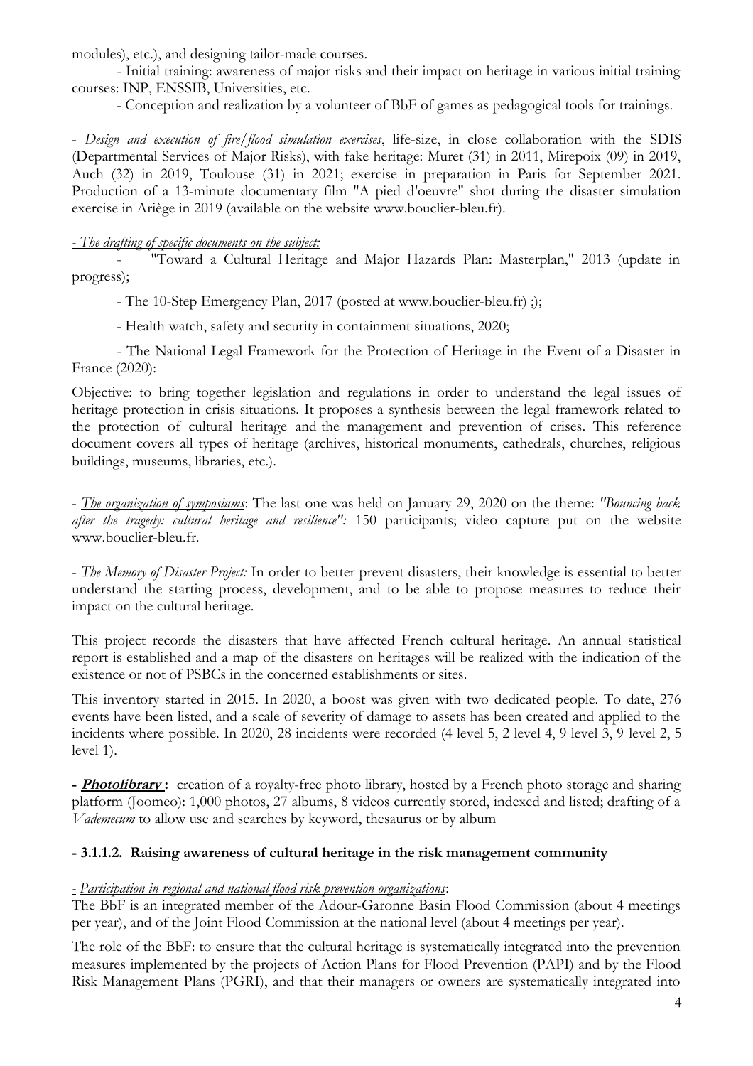modules), etc.), and designing tailor-made courses.

- Initial training: awareness of major risks and their impact on heritage in various initial training courses: INP, ENSSIB, Universities, etc.
- Conception and realization by a volunteer of BbF of games as pedagogical tools for trainings.

- *Design and execution of fire/flood simulation exercises*, life-size, in close collaboration with the SDIS (Departmental Services of Major Risks), with fake heritage: Muret (31) in 2011, Mirepoix (09) in 2019, Auch (32) in 2019, Toulouse (31) in 2021; exercise in preparation in Paris for September 2021. Production of a 13-minute documentary film "A pied d'oeuvre" shot during the disaster simulation exercise in Ariège in 2019 (available on the website www.bouclier-bleu.fr).

*- The drafting of specific documents on the subject:*

- "Toward a Cultural Heritage and Major Hazards Plan: Masterplan," 2013 (update in progress);
- The 10-Step Emergency Plan, 2017 (posted at www.bouclier-bleu.fr) ;);
- Health watch, safety and security in containment situations, 2020;
- The National Legal Framework for the Protection of Heritage in the Event of a Disaster in France (2020):

Objective: to bring together legislation and regulations in order to understand the legal issues of heritage protection in crisis situations. It proposes a synthesis between the legal framework related to the protection of cultural heritage and the management and prevention of crises. This reference document covers all types of heritage (archives, historical monuments, cathedrals, churches, religious buildings, museums, libraries, etc.).

- *The organization of symposiums*: The last one was held on January 29, 2020 on the theme: *"Bouncing back after the tragedy: cultural heritage and resilience":* 150 participants; video capture put on the website www.bouclier-bleu.fr.

- *The Memory of Disaster Project:* In order to better prevent disasters, their knowledge is essential to better understand the starting process, development, and to be able to propose measures to reduce their impact on the cultural heritage.

This project records the disasters that have affected French cultural heritage. An annual statistical report is established and a map of the disasters on heritages will be realized with the indication of the existence or not of PSBCs in the concerned establishments or sites.

This inventory started in 2015. In 2020, a boost was given with two dedicated people. To date, 276 events have been listed, and a scale of severity of damage to assets has been created and applied to the incidents where possible. In 2020, 28 incidents were recorded (4 level 5, 2 level 4, 9 level 3, 9 level 2, 5 level 1).

**- *Photolibrary* :** creation of a royalty-free photo library, hosted by a French photo storage and sharing platform (Joomeo): 1,000 photos, 27 albums, 8 videos currently stored, indexed and listed; drafting of a *Vademecum* to allow use and searches by keyword, thesaurus or by album

### - 3.1.1.2. Raising awareness of cultural heritage in the risk management community

*- Participation in regional and national flood risk prevention organizations*:
The BbF is an integrated member of the Adour-Garonne Basin Flood Commission (about 4 meetings per year), and of the Joint Flood Commission at the national level (about 4 meetings per year).

The role of the BbF: to ensure that the cultural heritage is systematically integrated into the prevention measures implemented by the projects of Action Plans for Flood Prevention (PAPI) and by the Flood Risk Management Plans (PGRI), and that their managers or owners are systematically integrated into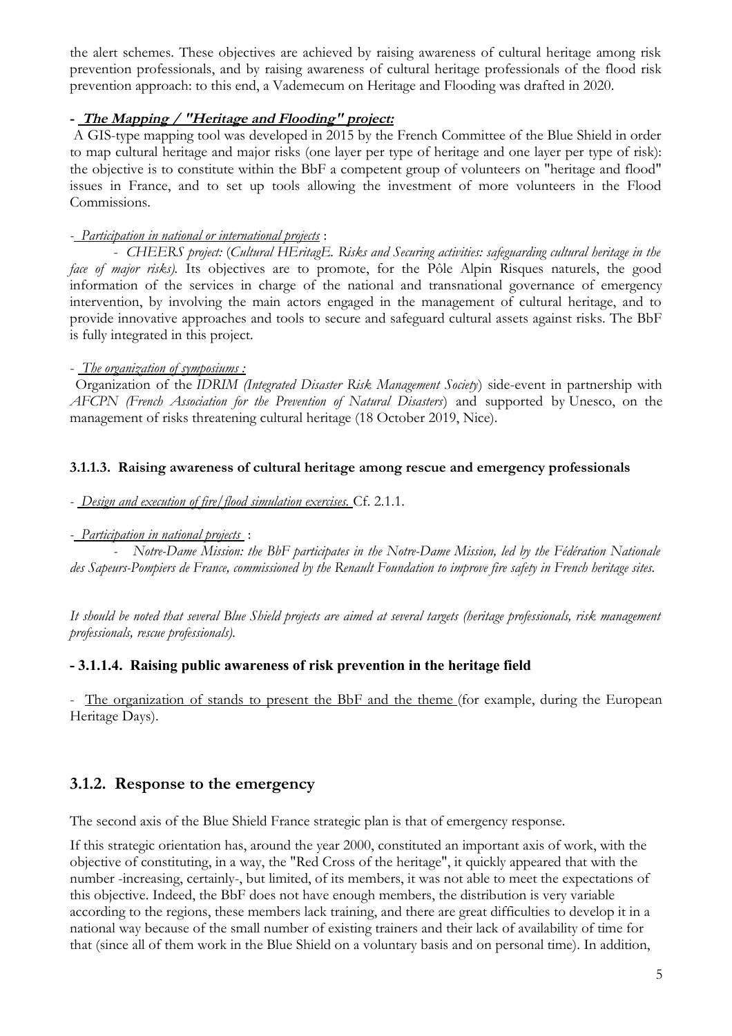the alert schemes. These objectives are achieved by raising awareness of cultural heritage among risk prevention professionals, and by raising awareness of cultural heritage professionals of the flood risk prevention approach: to this end, a Vademecum on Heritage and Flooding was drafted in 2020.

**- _The Mapping / "Heritage and Flooding" project:_**

A GIS-type mapping tool was developed in 2015 by the French Committee of the Blue Shield in order to map cultural heritage and major risks (one layer per type of heritage and one layer per type of risk): the objective is to constitute within the BbF a competent group of volunteers on "heritage and flood" issues in France, and to set up tools allowing the investment of more volunteers in the Flood Commissions.

- _Participation in national or international projects_ :

- *CHEERS project:* (*Cultural HEritagE. Risks and Securing activities: safeguarding cultural heritage in the face of major risks).* Its objectives are to promote, for the Pôle Alpin Risques naturels, the good information of the services in charge of the national and transnational governance of emergency intervention, by involving the main actors engaged in the management of cultural heritage, and to provide innovative approaches and tools to secure and safeguard cultural assets against risks. The BbF is fully integrated in this project.

- _The organization of symposiums :_

Organization of the *IDRIM (Integrated Disaster Risk Management Society*) side-event in partnership with *AFCPN (French Association for the Prevention of Natural Disasters*) and supported by Unesco, on the management of risks threatening cultural heritage (18 October 2019, Nice).

#### 3.1.1.3. Raising awareness of cultural heritage among rescue and emergency professionals

- _Design and execution of fire/flood simulation exercises._ Cf. 2.1.1.

- _Participation in national projects_ :

- *Notre-Dame Mission: the BbF participates in the Notre-Dame Mission, led by the Fédération Nationale des Sapeurs-Pompiers de France, commissioned by the Renault Foundation to improve fire safety in French heritage sites.*

*It should be noted that several Blue Shield projects are aimed at several targets (heritage professionals, risk management professionals, rescue professionals).*

#### - 3.1.1.4. Raising public awareness of risk prevention in the heritage field

- The organization of stands to present the BbF and the theme (for example, during the European Heritage Days).

### 3.1.2. Response to the emergency

The second axis of the Blue Shield France strategic plan is that of emergency response.

If this strategic orientation has, around the year 2000, constituted an important axis of work, with the objective of constituting, in a way, the "Red Cross of the heritage", it quickly appeared that with the number -increasing, certainly-, but limited, of its members, it was not able to meet the expectations of this objective. Indeed, the BbF does not have enough members, the distribution is very variable according to the regions, these members lack training, and there are great difficulties to develop it in a national way because of the small number of existing trainers and their lack of availability of time for that (since all of them work in the Blue Shield on a voluntary basis and on personal time). In addition,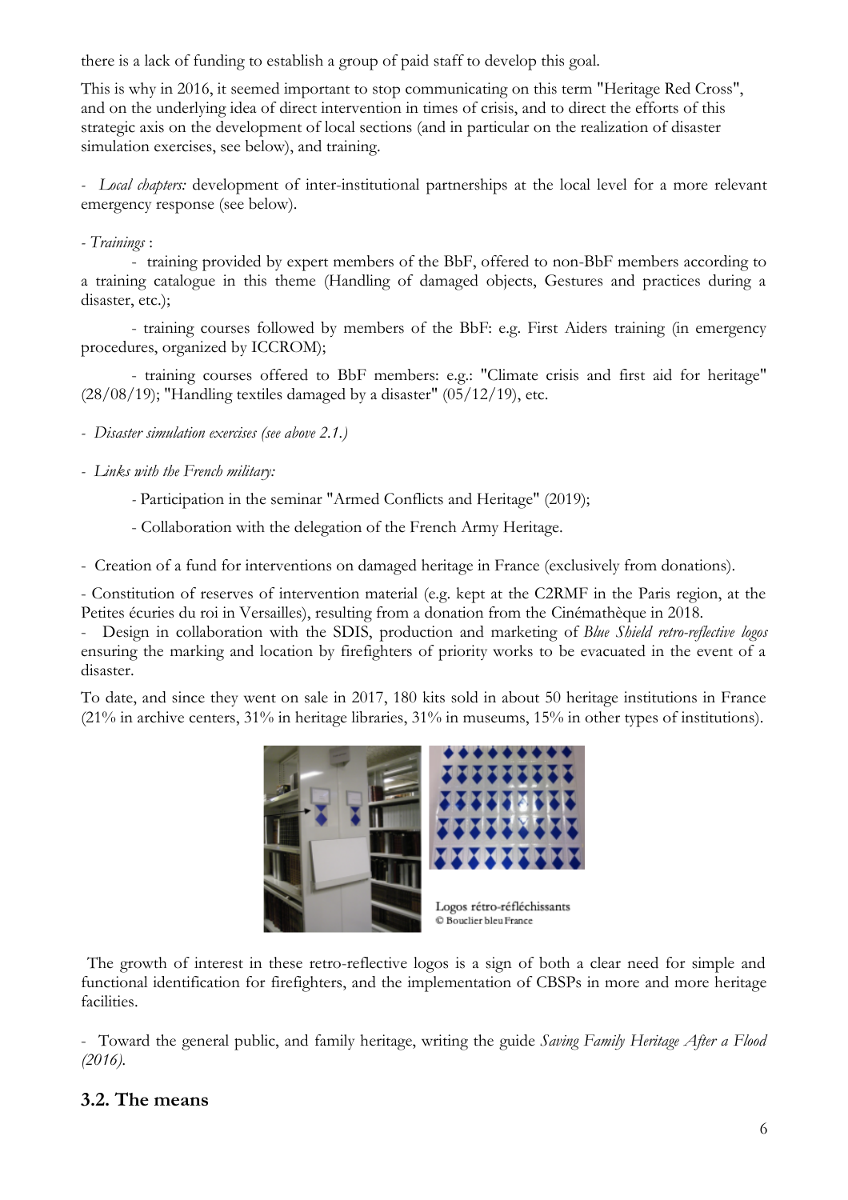there is a lack of funding to establish a group of paid staff to develop this goal.

This is why in 2016, it seemed important to stop communicating on this term "Heritage Red Cross", and on the underlying idea of direct intervention in times of crisis, and to direct the efforts of this strategic axis on the development of local sections (and in particular on the realization of disaster simulation exercises, see below), and training.

- *Local chapters:* development of inter-institutional partnerships at the local level for a more relevant emergency response (see below).

- *Trainings* :

  - training provided by expert members of the BbF, offered to non-BbF members according to a training catalogue in this theme (Handling of damaged objects, Gestures and practices during a disaster, etc.);

  - training courses followed by members of the BbF: e.g. First Aiders training (in emergency procedures, organized by ICCROM);

  - training courses offered to BbF members: e.g.: "Climate crisis and first aid for heritage" (28/08/19); "Handling textiles damaged by a disaster" (05/12/19), etc.

- *Disaster simulation exercises (see above 2.1.)*

- *Links with the French military:*

  - Participation in the seminar "Armed Conflicts and Heritage" (2019);

  - Collaboration with the delegation of the French Army Heritage.

- Creation of a fund for interventions on damaged heritage in France (exclusively from donations).

- Constitution of reserves of intervention material (e.g. kept at the C2RMF in the Paris region, at the Petites écuries du roi in Versailles), resulting from a donation from the Cinémathèque in 2018.

- Design in collaboration with the SDIS, production and marketing of *Blue Shield retro-reflective logos* ensuring the marking and location by firefighters of priority works to be evacuated in the event of a disaster.

To date, and since they went on sale in 2017, 180 kits sold in about 50 heritage institutions in France (21% in archive centers, 31% in heritage libraries, 31% in museums, 15% in other types of institutions).

Logos rétro-réfléchissants
© Bouclier bleu France

The growth of interest in these retro-reflective logos is a sign of both a clear need for simple and functional identification for firefighters, and the implementation of CBSPs in more and more heritage facilities.

- Toward the general public, and family heritage, writing the guide *Saving Family Heritage After a Flood (2016).*

## 3.2. The means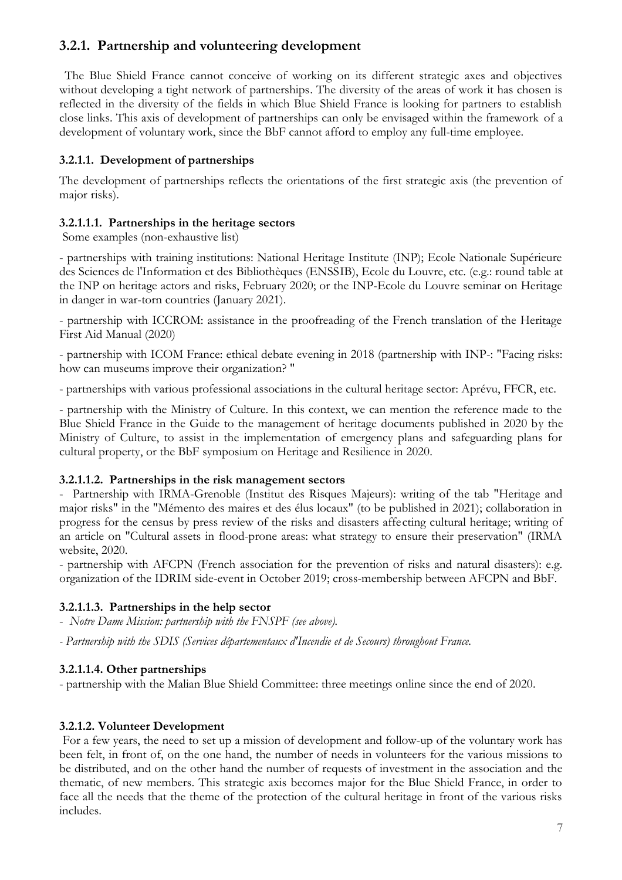## 3.2.1. Partnership and volunteering development

The Blue Shield France cannot conceive of working on its different strategic axes and objectives without developing a tight network of partnerships. The diversity of the areas of work it has chosen is reflected in the diversity of the fields in which Blue Shield France is looking for partners to establish close links. This axis of development of partnerships can only be envisaged within the framework of a development of voluntary work, since the BbF cannot afford to employ any full-time employee.

### 3.2.1.1. Development of partnerships

The development of partnerships reflects the orientations of the first strategic axis (the prevention of major risks).

#### 3.2.1.1.1. Partnerships in the heritage sectors

Some examples (non-exhaustive list)

- partnerships with training institutions: National Heritage Institute (INP); Ecole Nationale Supérieure des Sciences de l'Information et des Bibliothèques (ENSSIB), Ecole du Louvre, etc. (e.g.: round table at the INP on heritage actors and risks, February 2020; or the INP-Ecole du Louvre seminar on Heritage in danger in war-torn countries (January 2021).

- partnership with ICCROM: assistance in the proofreading of the French translation of the Heritage First Aid Manual (2020)

- partnership with ICOM France: ethical debate evening in 2018 (partnership with INP-: "Facing risks: how can museums improve their organization? "

- partnerships with various professional associations in the cultural heritage sector: Aprévu, FFCR, etc.

- partnership with the Ministry of Culture. In this context, we can mention the reference made to the Blue Shield France in the Guide to the management of heritage documents published in 2020 by the Ministry of Culture, to assist in the implementation of emergency plans and safeguarding plans for cultural property, or the BbF symposium on Heritage and Resilience in 2020.

#### 3.2.1.1.2. Partnerships in the risk management sectors

- Partnership with IRMA-Grenoble (Institut des Risques Majeurs): writing of the tab "Heritage and major risks" in the "Mémento des maires et des élus locaux" (to be published in 2021); collaboration in progress for the census by press review of the risks and disasters affecting cultural heritage; writing of an article on "Cultural assets in flood-prone areas: what strategy to ensure their preservation" (IRMA website, 2020.

- partnership with AFCPN (French association for the prevention of risks and natural disasters): e.g. organization of the IDRIM side-event in October 2019; cross-membership between AFCPN and BbF.

#### 3.2.1.1.3. Partnerships in the help sector

- *Notre Dame Mission: partnership with the FNSPF (see above).*

- *Partnership with the SDIS (Services départementaux d'Incendie et de Secours) throughout France.*

#### 3.2.1.1.4. Other partnerships

- partnership with the Malian Blue Shield Committee: three meetings online since the end of 2020.

### 3.2.1.2. Volunteer Development

For a few years, the need to set up a mission of development and follow-up of the voluntary work has been felt, in front of, on the one hand, the number of needs in volunteers for the various missions to be distributed, and on the other hand the number of requests of investment in the association and the thematic, of new members. This strategic axis becomes major for the Blue Shield France, in order to face all the needs that the theme of the protection of the cultural heritage in front of the various risks includes.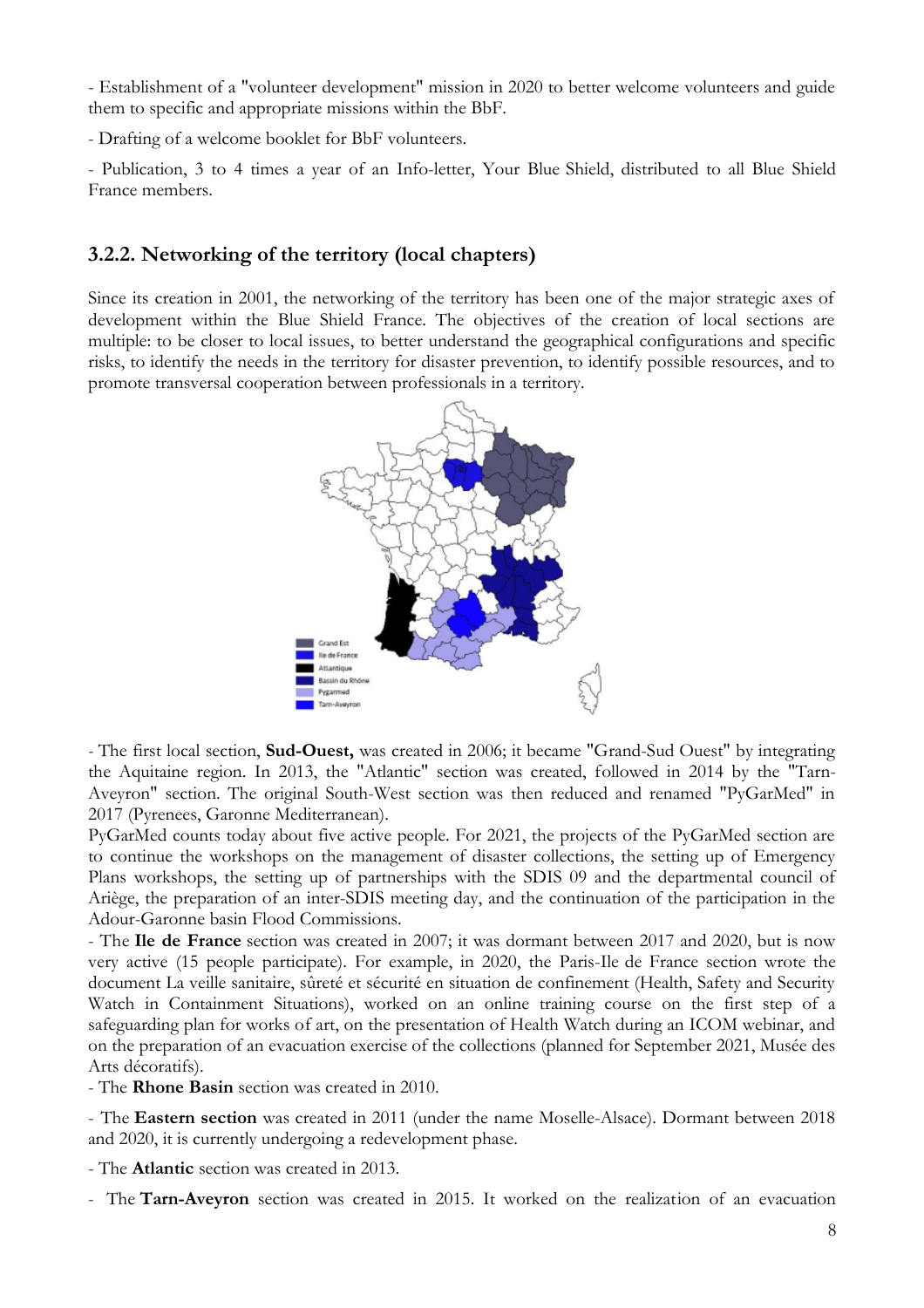- Establishment of a "volunteer development" mission in 2020 to better welcome volunteers and guide them to specific and appropriate missions within the BbF.

- Drafting of a welcome booklet for BbF volunteers.

- Publication, 3 to 4 times a year of an Info-letter, Your Blue Shield, distributed to all Blue Shield France members.

### 3.2.2. Networking of the territory (local chapters)

Since its creation in 2001, the networking of the territory has been one of the major strategic axes of development within the Blue Shield France. The objectives of the creation of local sections are multiple: to be closer to local issues, to better understand the geographical configurations and specific risks, to identify the needs in the territory for disaster prevention, to identify possible resources, and to promote transversal cooperation between professionals in a territory.

Grand Est
Ile de France
Atlantique
Bassin du Rhône
Pygarmed
Tarn-Aveyron

- The first local section, **Sud-Ouest,** was created in 2006; it became "Grand-Sud Ouest" by integrating the Aquitaine region. In 2013, the "Atlantic" section was created, followed in 2014 by the "Tarn-Aveyron" section. The original South-West section was then reduced and renamed "PyGarMed" in 2017 (Pyrenees, Garonne Mediterranean).
PyGarMed counts today about five active people. For 2021, the projects of the PyGarMed section are to continue the workshops on the management of disaster collections, the setting up of Emergency Plans workshops, the setting up of partnerships with the SDIS 09 and the departmental council of Ariège, the preparation of an inter-SDIS meeting day, and the continuation of the participation in the Adour-Garonne basin Flood Commissions.
- The **Ile de France** section was created in 2007; it was dormant between 2017 and 2020, but is now very active (15 people participate). For example, in 2020, the Paris-Ile de France section wrote the document La veille sanitaire, sûreté et sécurité en situation de confinement (Health, Safety and Security Watch in Containment Situations), worked on an online training course on the first step of a safeguarding plan for works of art, on the presentation of Health Watch during an ICOM webinar, and on the preparation of an evacuation exercise of the collections (planned for September 2021, Musée des Arts décoratifs).
- The **Rhone Basin** section was created in 2010.

- The **Eastern section** was created in 2011 (under the name Moselle-Alsace). Dormant between 2018 and 2020, it is currently undergoing a redevelopment phase.

- The **Atlantic** section was created in 2013.

- The **Tarn-Aveyron** section was created in 2015. It worked on the realization of an evacuation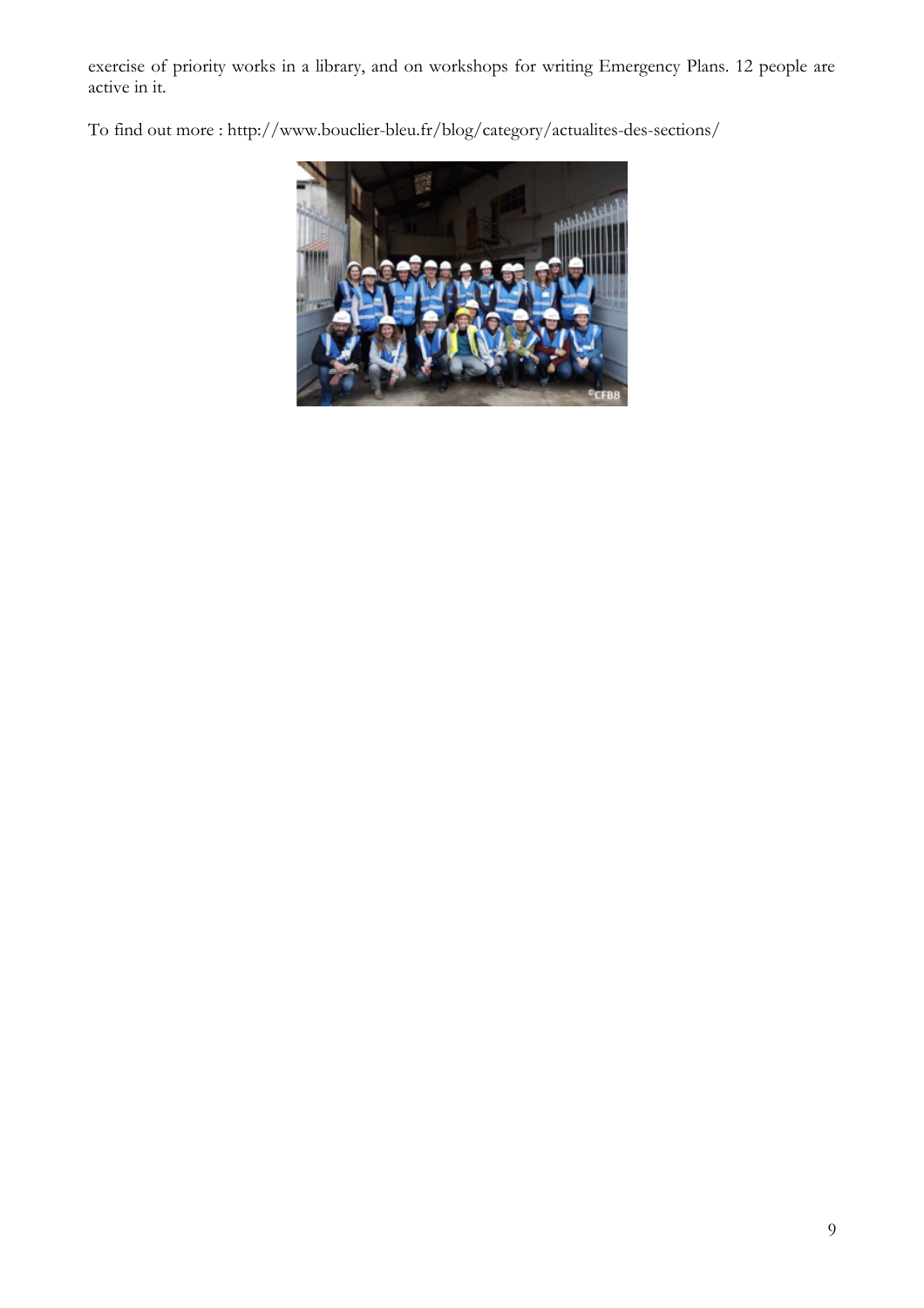exercise of priority works in a library, and on workshops for writing Emergency Plans. 12 people are active in it.

To find out more : http://www.bouclier-bleu.fr/blog/category/actualites-des-sections/